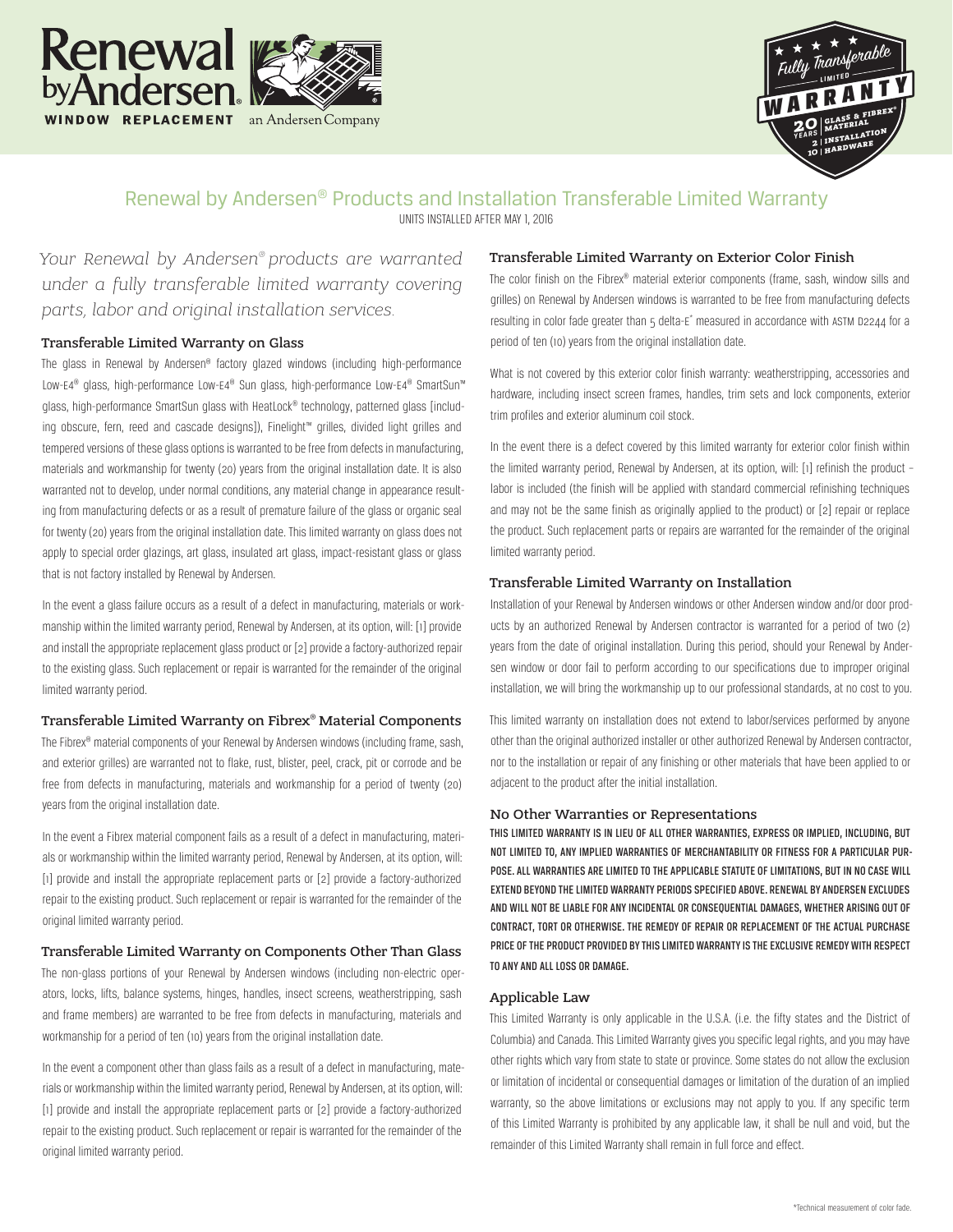Renewal by Andersen®

WINDOW REPLACEMENT an Andersen Company

Fully Transferable LIMITED WARRANTY — 20 YEARS GLASS & FIBREX® MATERIAL | 2 INSTALLATION | 10 HARDWARE

# Renewal by Andersen® Products and Installation Transferable Limited Warranty

UNITS INSTALLED AFTER MAY 1, 2016

*Your Renewal by Andersen® products are warranted under a fully transferable limited warranty covering parts, labor and original installation services.*

## Transferable Limited Warranty on Glass

The glass in Renewal by Andersen® factory glazed windows (including high-performance Low-E4® glass, high-performance Low-E4® Sun glass, high-performance Low-E4® SmartSun™ glass, high-performance SmartSun glass with HeatLock® technology, patterned glass [including obscure, fern, reed and cascade designs]), Finelight™ grilles, divided light grilles and tempered versions of these glass options is warranted to be free from defects in manufacturing, materials and workmanship for twenty (20) years from the original installation date. It is also warranted not to develop, under normal conditions, any material change in appearance resulting from manufacturing defects or as a result of premature failure of the glass or organic seal for twenty (20) years from the original installation date. This limited warranty on glass does not apply to special order glazings, art glass, insulated art glass, impact-resistant glass or glass that is not factory installed by Renewal by Andersen.

In the event a glass failure occurs as a result of a defect in manufacturing, materials or workmanship within the limited warranty period, Renewal by Andersen, at its option, will: [1] provide and install the appropriate replacement glass product or [2] provide a factory-authorized repair to the existing glass. Such replacement or repair is warranted for the remainder of the original limited warranty period.

## Transferable Limited Warranty on Fibrex® Material Components

The Fibrex® material components of your Renewal by Andersen windows (including frame, sash, and exterior grilles) are warranted not to flake, rust, blister, peel, crack, pit or corrode and be free from defects in manufacturing, materials and workmanship for a period of twenty (20) years from the original installation date.

In the event a Fibrex material component fails as a result of a defect in manufacturing, materials or workmanship within the limited warranty period, Renewal by Andersen, at its option, will: [1] provide and install the appropriate replacement parts or [2] provide a factory-authorized repair to the existing product. Such replacement or repair is warranted for the remainder of the original limited warranty period.

## Transferable Limited Warranty on Components Other Than Glass

The non-glass portions of your Renewal by Andersen windows (including non-electric operators, locks, lifts, balance systems, hinges, handles, insect screens, weatherstripping, sash and frame members) are warranted to be free from defects in manufacturing, materials and workmanship for a period of ten (10) years from the original installation date.

In the event a component other than glass fails as a result of a defect in manufacturing, materials or workmanship within the limited warranty period, Renewal by Andersen, at its option, will: [1] provide and install the appropriate replacement parts or [2] provide a factory-authorized repair to the existing product. Such replacement or repair is warranted for the remainder of the original limited warranty period.

## Transferable Limited Warranty on Exterior Color Finish

The color finish on the Fibrex® material exterior components (frame, sash, window sills and grilles) on Renewal by Andersen windows is warranted to be free from manufacturing defects resulting in color fade greater than 5 delta-E* measured in accordance with ASTM D2244 for a period of ten (10) years from the original installation date.

What is not covered by this exterior color finish warranty: weatherstripping, accessories and hardware, including insect screen frames, handles, trim sets and lock components, exterior trim profiles and exterior aluminum coil stock.

In the event there is a defect covered by this limited warranty for exterior color finish within the limited warranty period, Renewal by Andersen, at its option, will: [1] refinish the product – labor is included (the finish will be applied with standard commercial refinishing techniques and may not be the same finish as originally applied to the product) or [2] repair or replace the product. Such replacement parts or repairs are warranted for the remainder of the original limited warranty period.

## Transferable Limited Warranty on Installation

Installation of your Renewal by Andersen windows or other Andersen window and/or door products by an authorized Renewal by Andersen contractor is warranted for a period of two (2) years from the date of original installation. During this period, should your Renewal by Andersen window or door fail to perform according to our specifications due to improper original installation, we will bring the workmanship up to our professional standards, at no cost to you.

This limited warranty on installation does not extend to labor/services performed by anyone other than the original authorized installer or other authorized Renewal by Andersen contractor, nor to the installation or repair of any finishing or other materials that have been applied to or adjacent to the product after the initial installation.

## No Other Warranties or Representations

**THIS LIMITED WARRANTY IS IN LIEU OF ALL OTHER WARRANTIES, EXPRESS OR IMPLIED, INCLUDING, BUT NOT LIMITED TO, ANY IMPLIED WARRANTIES OF MERCHANTABILITY OR FITNESS FOR A PARTICULAR PURPOSE. ALL WARRANTIES ARE LIMITED TO THE APPLICABLE STATUTE OF LIMITATIONS, BUT IN NO CASE WILL EXTEND BEYOND THE LIMITED WARRANTY PERIODS SPECIFIED ABOVE. RENEWAL BY ANDERSEN EXCLUDES AND WILL NOT BE LIABLE FOR ANY INCIDENTAL OR CONSEQUENTIAL DAMAGES, WHETHER ARISING OUT OF CONTRACT, TORT OR OTHERWISE. THE REMEDY OF REPAIR OR REPLACEMENT OF THE ACTUAL PURCHASE PRICE OF THE PRODUCT PROVIDED BY THIS LIMITED WARRANTY IS THE EXCLUSIVE REMEDY WITH RESPECT TO ANY AND ALL LOSS OR DAMAGE.**

## Applicable Law

This Limited Warranty is only applicable in the U.S.A. (i.e. the fifty states and the District of Columbia) and Canada. This Limited Warranty gives you specific legal rights, and you may have other rights which vary from state to state or province. Some states do not allow the exclusion or limitation of incidental or consequential damages or limitation of the duration of an implied warranty, so the above limitations or exclusions may not apply to you. If any specific term of this Limited Warranty is prohibited by any applicable law, it shall be null and void, but the remainder of this Limited Warranty shall remain in full force and effect.

*Technical measurement of color fade.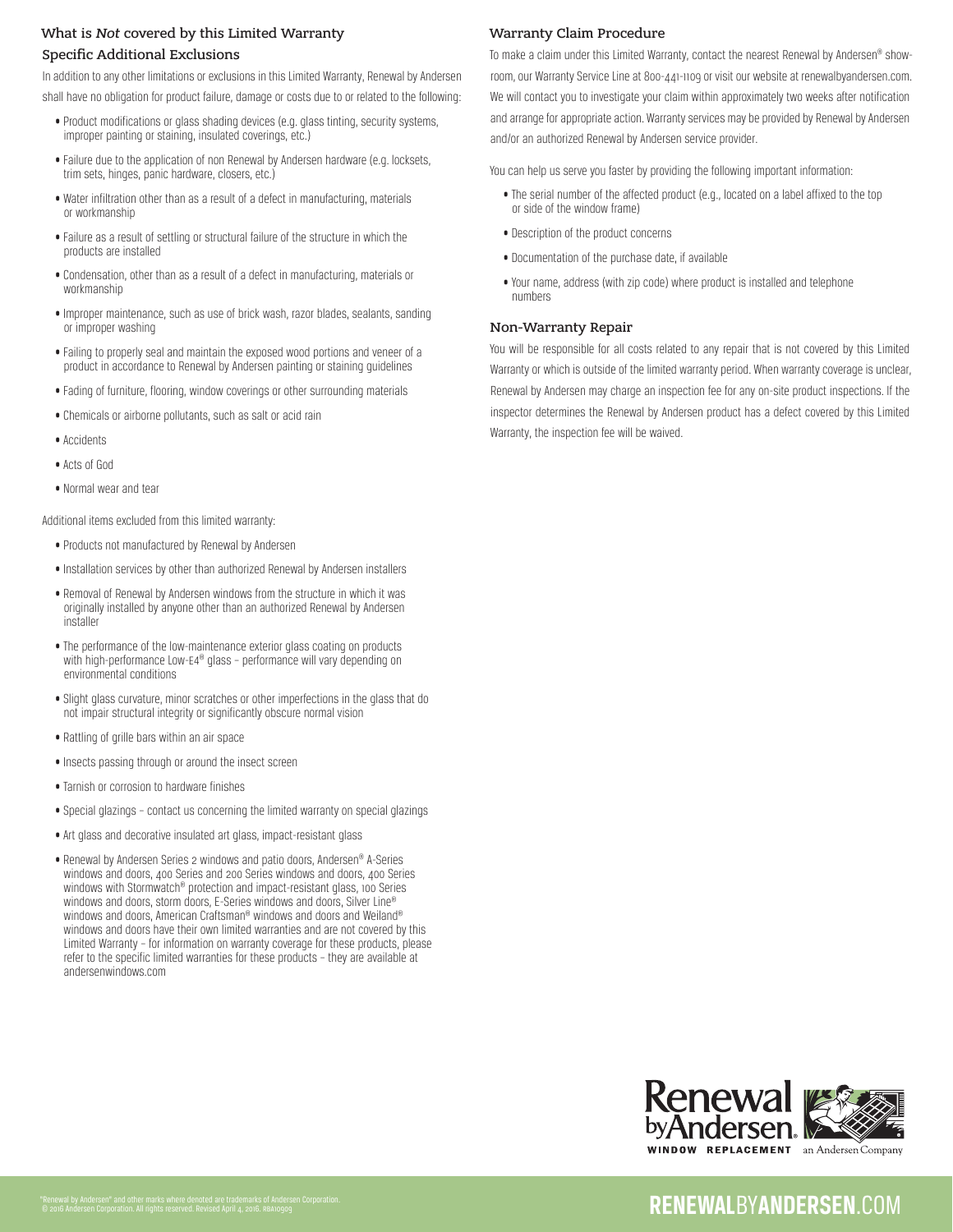## What is *Not* covered by this Limited Warranty

### Specific Additional Exclusions

In addition to any other limitations or exclusions in this Limited Warranty, Renewal by Andersen shall have no obligation for product failure, damage or costs due to or related to the following:

- Product modifications or glass shading devices (e.g. glass tinting, security systems, improper painting or staining, insulated coverings, etc.)
- Failure due to the application of non Renewal by Andersen hardware (e.g. locksets, trim sets, hinges, panic hardware, closers, etc.)
- Water infiltration other than as a result of a defect in manufacturing, materials or workmanship
- Failure as a result of settling or structural failure of the structure in which the products are installed
- Condensation, other than as a result of a defect in manufacturing, materials or workmanship
- Improper maintenance, such as use of brick wash, razor blades, sealants, sanding or improper washing
- Failing to properly seal and maintain the exposed wood portions and veneer of a product in accordance to Renewal by Andersen painting or staining guidelines
- Fading of furniture, flooring, window coverings or other surrounding materials
- Chemicals or airborne pollutants, such as salt or acid rain
- Accidents
- Acts of God
- Normal wear and tear

Additional items excluded from this limited warranty:

- Products not manufactured by Renewal by Andersen
- Installation services by other than authorized Renewal by Andersen installers
- Removal of Renewal by Andersen windows from the structure in which it was originally installed by anyone other than an authorized Renewal by Andersen installer
- The performance of the low-maintenance exterior glass coating on products with high-performance Low-E4® glass – performance will vary depending on environmental conditions
- Slight glass curvature, minor scratches or other imperfections in the glass that do not impair structural integrity or significantly obscure normal vision
- Rattling of grille bars within an air space
- Insects passing through or around the insect screen
- Tarnish or corrosion to hardware finishes
- Special glazings – contact us concerning the limited warranty on special glazings
- Art glass and decorative insulated art glass, impact-resistant glass
- Renewal by Andersen Series 2 windows and patio doors, Andersen® A-Series windows and doors, 400 Series and 200 Series windows and doors, 400 Series windows with Stormwatch® protection and impact-resistant glass, 100 Series windows and doors, storm doors, E-Series windows and doors, Silver Line® windows and doors, American Craftsman® windows and doors and Weiland® windows and doors have their own limited warranties and are not covered by this Limited Warranty – for information on warranty coverage for these products, please refer to the specific limited warranties for these products – they are available at andersenwindows.com

### Warranty Claim Procedure

To make a claim under this Limited Warranty, contact the nearest Renewal by Andersen® showroom, our Warranty Service Line at 800-441-1109 or visit our website at renewalbyandersen.com. We will contact you to investigate your claim within approximately two weeks after notification and arrange for appropriate action. Warranty services may be provided by Renewal by Andersen and/or an authorized Renewal by Andersen service provider.

You can help us serve you faster by providing the following important information:

- The serial number of the affected product (e.g., located on a label affixed to the top or side of the window frame)
- Description of the product concerns
- Documentation of the purchase date, if available
- Your name, address (with zip code) where product is installed and telephone numbers

### Non-Warranty Repair

You will be responsible for all costs related to any repair that is not covered by this Limited Warranty or which is outside of the limited warranty period. When warranty coverage is unclear, Renewal by Andersen may charge an inspection fee for any on-site product inspections. If the inspector determines the Renewal by Andersen product has a defect covered by this Limited Warranty, the inspection fee will be waived.

Renewal by Andersen. WINDOW REPLACEMENT an Andersen Company

"Renewal by Andersen" and other marks where denoted are trademarks of Andersen Corporation.
© 2016 Andersen Corporation. All rights reserved. Revised April 4, 2016. RBA10909

RENEWALBYANDERSEN.COM